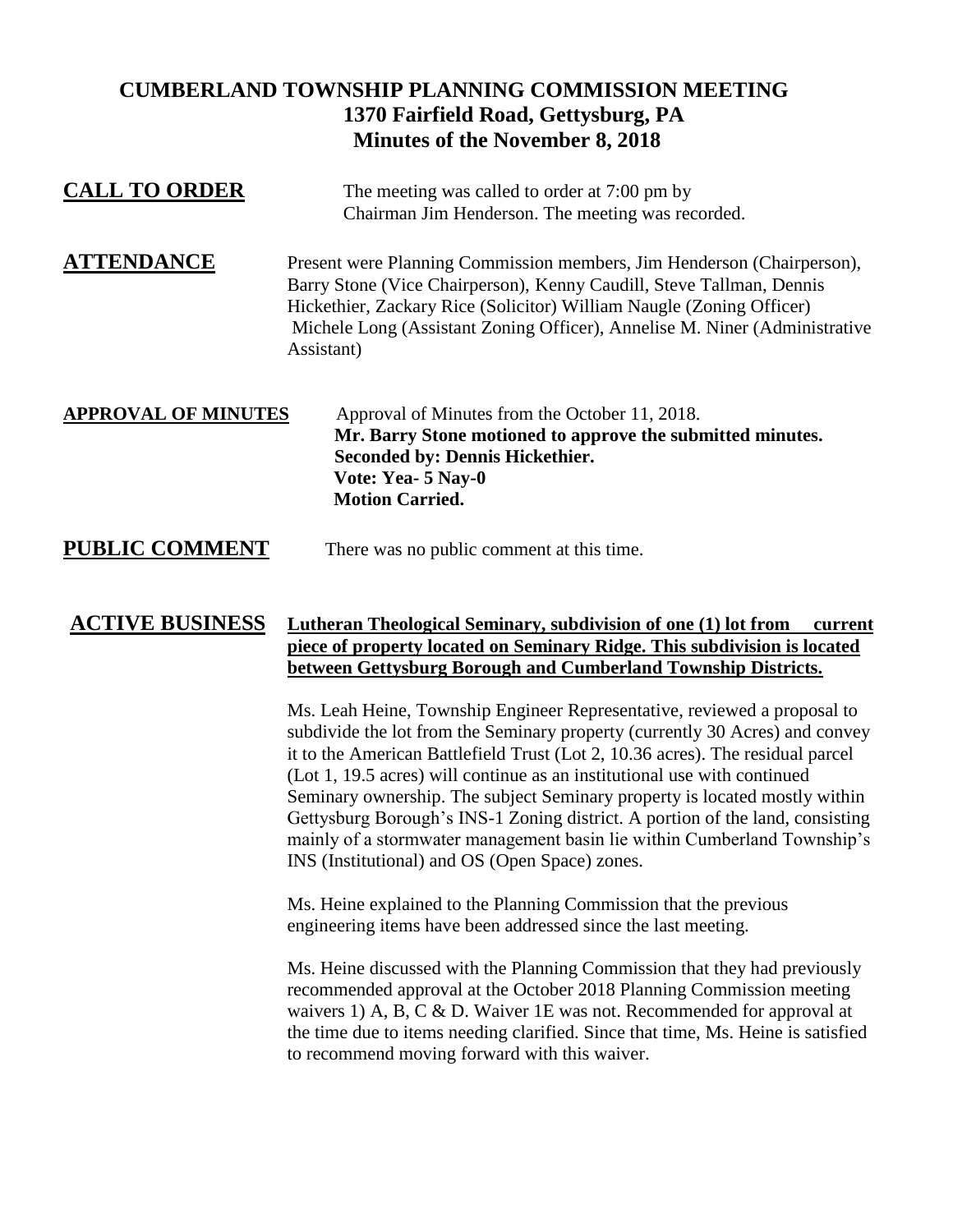# CUMBERLAND TOWNSHIP PLANNING COMMISSION MEETING
## 1370 Fairfield Road, Gettysburg, PA
## Minutes of the November 8, 2018

**CALL TO ORDER**

The meeting was called to order at 7:00 pm by Chairman Jim Henderson. The meeting was recorded.

**ATTENDANCE**

Present were Planning Commission members, Jim Henderson (Chairperson), Barry Stone (Vice Chairperson), Kenny Caudill, Steve Tallman, Dennis Hickethier, Zackary Rice (Solicitor) William Naugle (Zoning Officer) Michele Long (Assistant Zoning Officer), Annelise M. Niner (Administrative Assistant)

**APPROVAL OF MINUTES**

Approval of Minutes from the October 11, 2018.
**Mr. Barry Stone motioned to approve the submitted minutes.**
**Seconded by: Dennis Hickethier.**
**Vote: Yea- 5 Nay-0**
**Motion Carried.**

**PUBLIC COMMENT**

There was no public comment at this time.

**ACTIVE BUSINESS**

**Lutheran Theological Seminary, subdivision of one (1) lot from current piece of property located on Seminary Ridge. This subdivision is located between Gettysburg Borough and Cumberland Township Districts.**

Ms. Leah Heine, Township Engineer Representative, reviewed a proposal to subdivide the lot from the Seminary property (currently 30 Acres) and convey it to the American Battlefield Trust (Lot 2, 10.36 acres). The residual parcel (Lot 1, 19.5 acres) will continue as an institutional use with continued Seminary ownership. The subject Seminary property is located mostly within Gettysburg Borough's INS-1 Zoning district. A portion of the land, consisting mainly of a stormwater management basin lie within Cumberland Township's INS (Institutional) and OS (Open Space) zones.

Ms. Heine explained to the Planning Commission that the previous engineering items have been addressed since the last meeting.

Ms. Heine discussed with the Planning Commission that they had previously recommended approval at the October 2018 Planning Commission meeting waivers 1) A, B, C & D. Waiver 1E was not. Recommended for approval at the time due to items needing clarified. Since that time, Ms. Heine is satisfied to recommend moving forward with this waiver.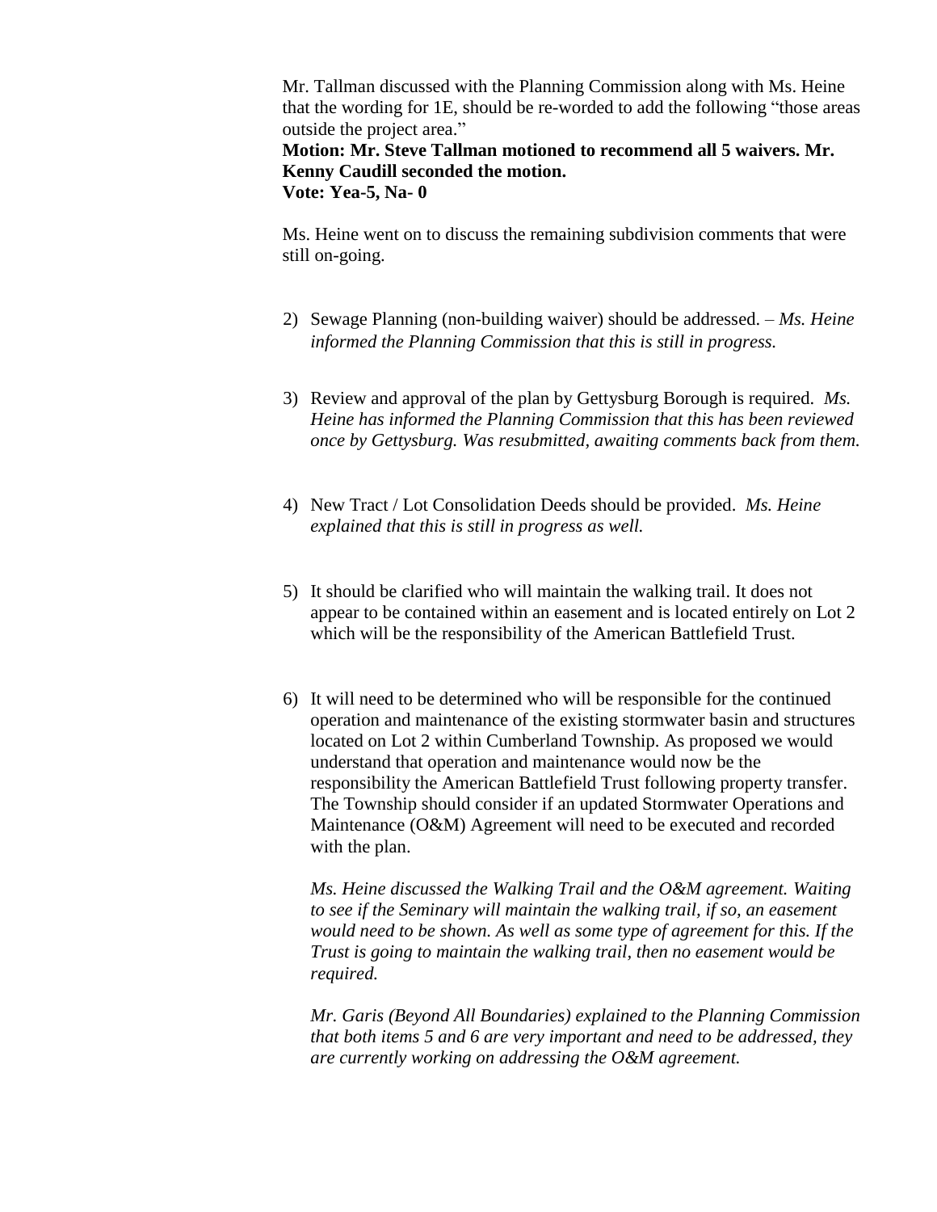Mr. Tallman discussed with the Planning Commission along with Ms. Heine that the wording for 1E, should be re-worded to add the following "those areas outside the project area."

**Motion: Mr. Steve Tallman motioned to recommend all 5 waivers. Mr. Kenny Caudill seconded the motion.**
**Vote: Yea-5, Na- 0**

Ms. Heine went on to discuss the remaining subdivision comments that were still on-going.

2) Sewage Planning (non-building waiver) should be addressed. – *Ms. Heine informed the Planning Commission that this is still in progress.*

3) Review and approval of the plan by Gettysburg Borough is required. *Ms. Heine has informed the Planning Commission that this has been reviewed once by Gettysburg. Was resubmitted, awaiting comments back from them.*

4) New Tract / Lot Consolidation Deeds should be provided. *Ms. Heine explained that this is still in progress as well.*

5) It should be clarified who will maintain the walking trail. It does not appear to be contained within an easement and is located entirely on Lot 2 which will be the responsibility of the American Battlefield Trust.

6) It will need to be determined who will be responsible for the continued operation and maintenance of the existing stormwater basin and structures located on Lot 2 within Cumberland Township. As proposed we would understand that operation and maintenance would now be the responsibility the American Battlefield Trust following property transfer. The Township should consider if an updated Stormwater Operations and Maintenance (O&M) Agreement will need to be executed and recorded with the plan.

   *Ms. Heine discussed the Walking Trail and the O&M agreement. Waiting to see if the Seminary will maintain the walking trail, if so, an easement would need to be shown. As well as some type of agreement for this. If the Trust is going to maintain the walking trail, then no easement would be required.*

   *Mr. Garis (Beyond All Boundaries) explained to the Planning Commission that both items 5 and 6 are very important and need to be addressed, they are currently working on addressing the O&M agreement.*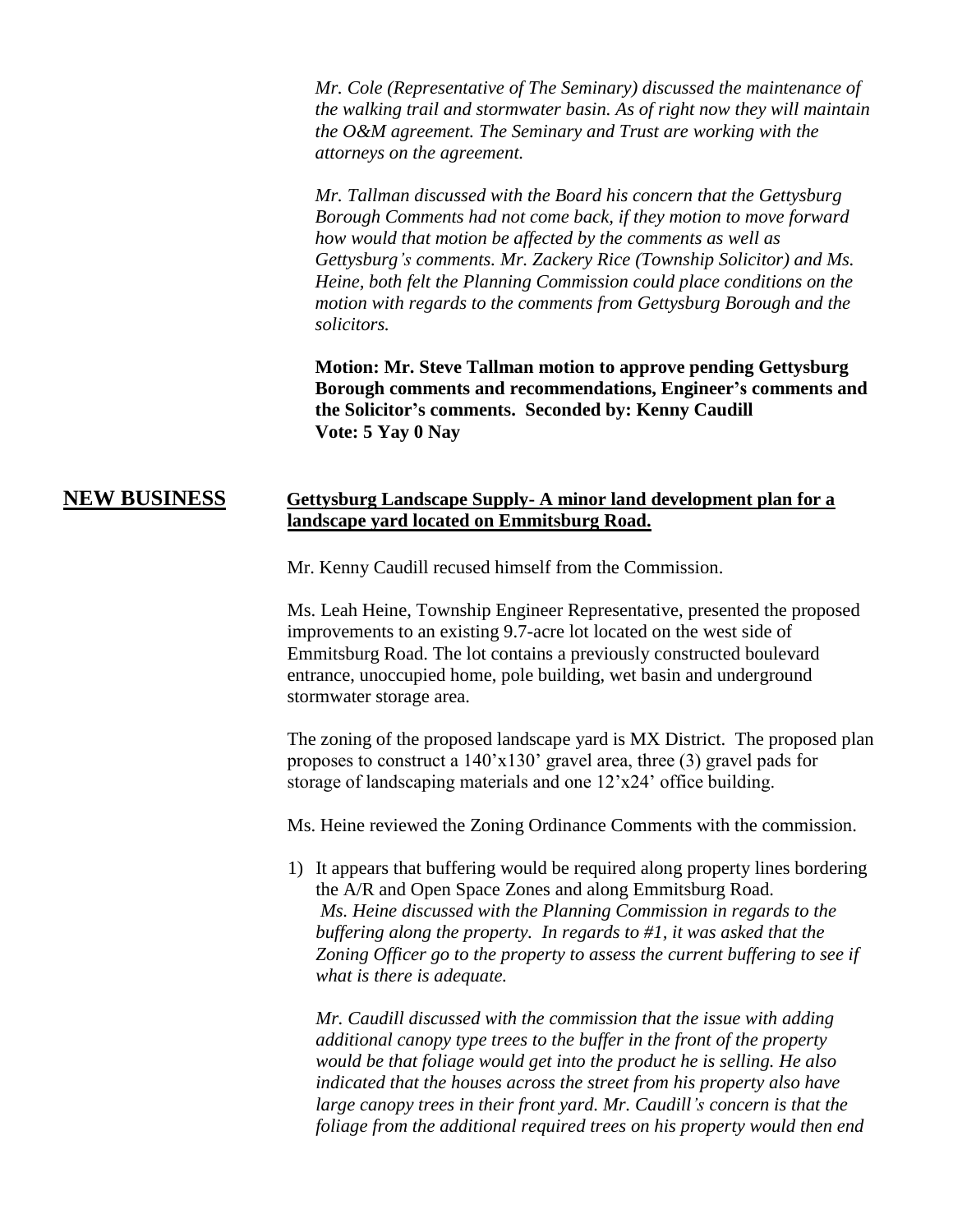*Mr. Cole (Representative of The Seminary) discussed the maintenance of the walking trail and stormwater basin. As of right now they will maintain the O&M agreement. The Seminary and Trust are working with the attorneys on the agreement.*

*Mr. Tallman discussed with the Board his concern that the Gettysburg Borough Comments had not come back, if they motion to move forward how would that motion be affected by the comments as well as Gettysburg's comments. Mr. Zackery Rice (Township Solicitor) and Ms. Heine, both felt the Planning Commission could place conditions on the motion with regards to the comments from Gettysburg Borough and the solicitors.*

**Motion: Mr. Steve Tallman motion to approve pending Gettysburg Borough comments and recommendations, Engineer's comments and the Solicitor's comments. Seconded by: Kenny Caudill**
**Vote: 5 Yay 0 Nay**

## NEW BUSINESS

**Gettysburg Landscape Supply- A minor land development plan for a landscape yard located on Emmitsburg Road.**

Mr. Kenny Caudill recused himself from the Commission.

Ms. Leah Heine, Township Engineer Representative, presented the proposed improvements to an existing 9.7-acre lot located on the west side of Emmitsburg Road. The lot contains a previously constructed boulevard entrance, unoccupied home, pole building, wet basin and underground stormwater storage area.

The zoning of the proposed landscape yard is MX District. The proposed plan proposes to construct a 140'x130' gravel area, three (3) gravel pads for storage of landscaping materials and one 12'x24' office building.

Ms. Heine reviewed the Zoning Ordinance Comments with the commission.

1) It appears that buffering would be required along property lines bordering the A/R and Open Space Zones and along Emmitsburg Road.
   *Ms. Heine discussed with the Planning Commission in regards to the buffering along the property. In regards to #1, it was asked that the Zoning Officer go to the property to assess the current buffering to see if what is there is adequate.*

   *Mr. Caudill discussed with the commission that the issue with adding additional canopy type trees to the buffer in the front of the property would be that foliage would get into the product he is selling. He also indicated that the houses across the street from his property also have large canopy trees in their front yard. Mr. Caudill's concern is that the foliage from the additional required trees on his property would then end*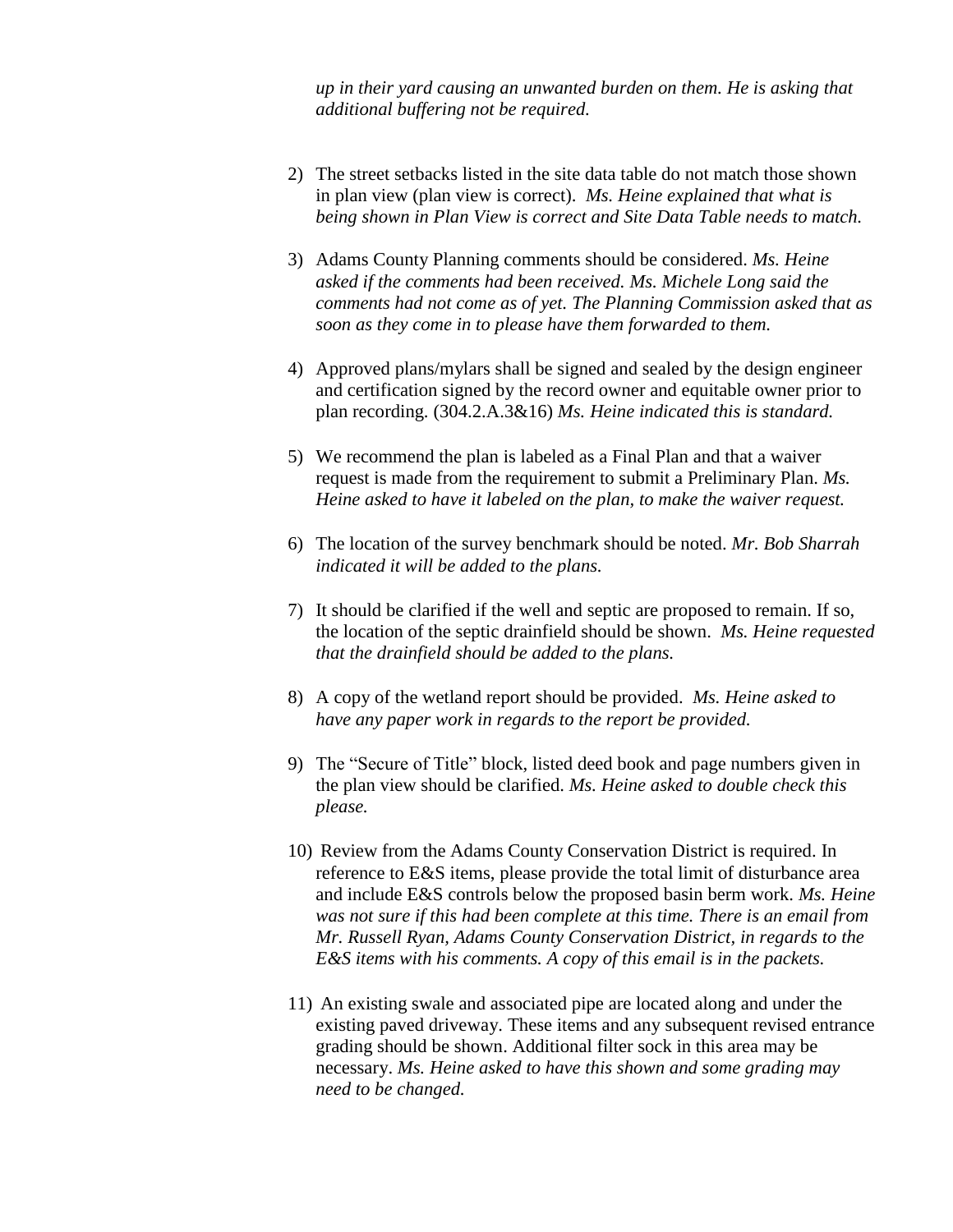*up in their yard causing an unwanted burden on them. He is asking that additional buffering not be required.*

2) The street setbacks listed in the site data table do not match those shown in plan view (plan view is correct). *Ms. Heine explained that what is being shown in Plan View is correct and Site Data Table needs to match.*

3) Adams County Planning comments should be considered. *Ms. Heine asked if the comments had been received. Ms. Michele Long said the comments had not come as of yet. The Planning Commission asked that as soon as they come in to please have them forwarded to them.*

4) Approved plans/mylars shall be signed and sealed by the design engineer and certification signed by the record owner and equitable owner prior to plan recording. (304.2.A.3&16) *Ms. Heine indicated this is standard.*

5) We recommend the plan is labeled as a Final Plan and that a waiver request is made from the requirement to submit a Preliminary Plan. *Ms. Heine asked to have it labeled on the plan, to make the waiver request.*

6) The location of the survey benchmark should be noted. *Mr. Bob Sharrah indicated it will be added to the plans.*

7) It should be clarified if the well and septic are proposed to remain. If so, the location of the septic drainfield should be shown. *Ms. Heine requested that the drainfield should be added to the plans.*

8) A copy of the wetland report should be provided. *Ms. Heine asked to have any paper work in regards to the report be provided.*

9) The "Secure of Title" block, listed deed book and page numbers given in the plan view should be clarified. *Ms. Heine asked to double check this please.*

10) Review from the Adams County Conservation District is required. In reference to E&S items, please provide the total limit of disturbance area and include E&S controls below the proposed basin berm work. *Ms. Heine was not sure if this had been complete at this time. There is an email from Mr. Russell Ryan, Adams County Conservation District, in regards to the E&S items with his comments. A copy of this email is in the packets.*

11) An existing swale and associated pipe are located along and under the existing paved driveway. These items and any subsequent revised entrance grading should be shown. Additional filter sock in this area may be necessary. *Ms. Heine asked to have this shown and some grading may need to be changed.*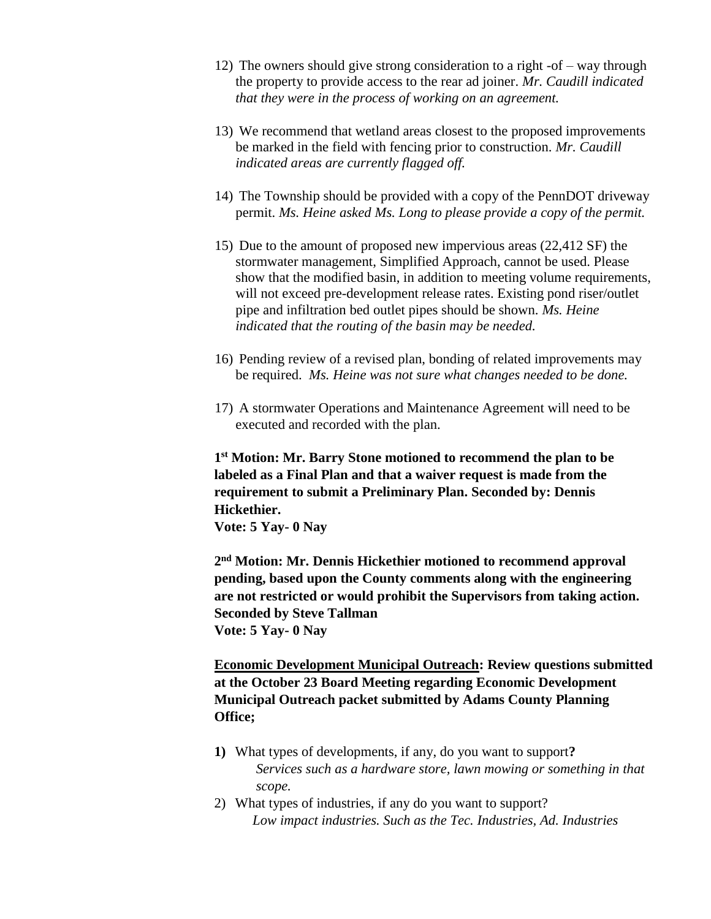12) The owners should give strong consideration to a right -of – way through the property to provide access to the rear ad joiner. *Mr. Caudill indicated that they were in the process of working on an agreement.*

13) We recommend that wetland areas closest to the proposed improvements be marked in the field with fencing prior to construction. *Mr. Caudill indicated areas are currently flagged off.*

14) The Township should be provided with a copy of the PennDOT driveway permit. *Ms. Heine asked Ms. Long to please provide a copy of the permit.*

15) Due to the amount of proposed new impervious areas (22,412 SF) the stormwater management, Simplified Approach, cannot be used. Please show that the modified basin, in addition to meeting volume requirements, will not exceed pre-development release rates. Existing pond riser/outlet pipe and infiltration bed outlet pipes should be shown. *Ms. Heine indicated that the routing of the basin may be needed.*

16) Pending review of a revised plan, bonding of related improvements may be required. *Ms. Heine was not sure what changes needed to be done.*

17) A stormwater Operations and Maintenance Agreement will need to be executed and recorded with the plan.

**1st Motion: Mr. Barry Stone motioned to recommend the plan to be labeled as a Final Plan and that a waiver request is made from the requirement to submit a Preliminary Plan. Seconded by: Dennis Hickethier.**
**Vote: 5 Yay- 0 Nay**

**2nd Motion: Mr. Dennis Hickethier motioned to recommend approval pending, based upon the County comments along with the engineering are not restricted or would prohibit the Supervisors from taking action. Seconded by Steve Tallman**
**Vote: 5 Yay- 0 Nay**

**<u>Economic Development Municipal Outreach</u>: Review questions submitted at the October 23 Board Meeting regarding Economic Development Municipal Outreach packet submitted by Adams County Planning Office;**

**1)** What types of developments, if any, do you want to support**?**
*Services such as a hardware store, lawn mowing or something in that scope.*

2) What types of industries, if any do you want to support?
*Low impact industries. Such as the Tec. Industries, Ad. Industries*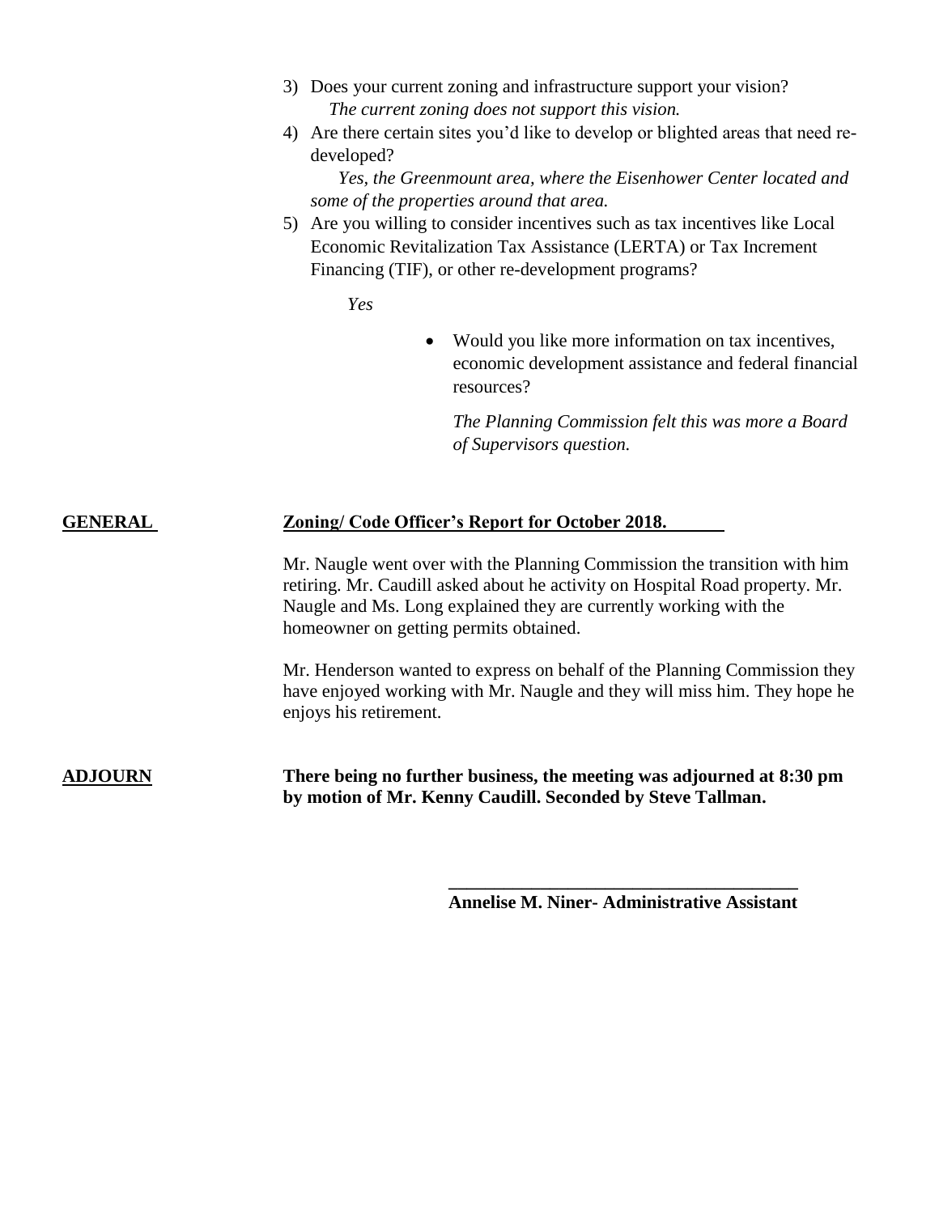3) Does your current zoning and infrastructure support your vision?

   *The current zoning does not support this vision.*

4) Are there certain sites you'd like to develop or blighted areas that need re-developed?

   *Yes, the Greenmount area, where the Eisenhower Center located and some of the properties around that area.*

5) Are you willing to consider incentives such as tax incentives like Local Economic Revitalization Tax Assistance (LERTA) or Tax Increment Financing (TIF), or other re-development programs?

   *Yes*

   - Would you like more information on tax incentives, economic development assistance and federal financial resources?

     *The Planning Commission felt this was more a Board of Supervisors question.*

**GENERAL** **Zoning/ Code Officer's Report for October 2018.**

Mr. Naugle went over with the Planning Commission the transition with him retiring. Mr. Caudill asked about he activity on Hospital Road property. Mr. Naugle and Ms. Long explained they are currently working with the homeowner on getting permits obtained.

Mr. Henderson wanted to express on behalf of the Planning Commission they have enjoyed working with Mr. Naugle and they will miss him. They hope he enjoys his retirement.

**ADJOURN** **There being no further business, the meeting was adjourned at 8:30 pm by motion of Mr. Kenny Caudill. Seconded by Steve Tallman.**

\_\_\_\_\_\_\_\_\_\_\_\_\_\_\_\_\_\_\_\_\_\_\_\_\_\_\_\_\_\_\_\_\_\_\_\_\_\_

**Annelise M. Niner- Administrative Assistant**